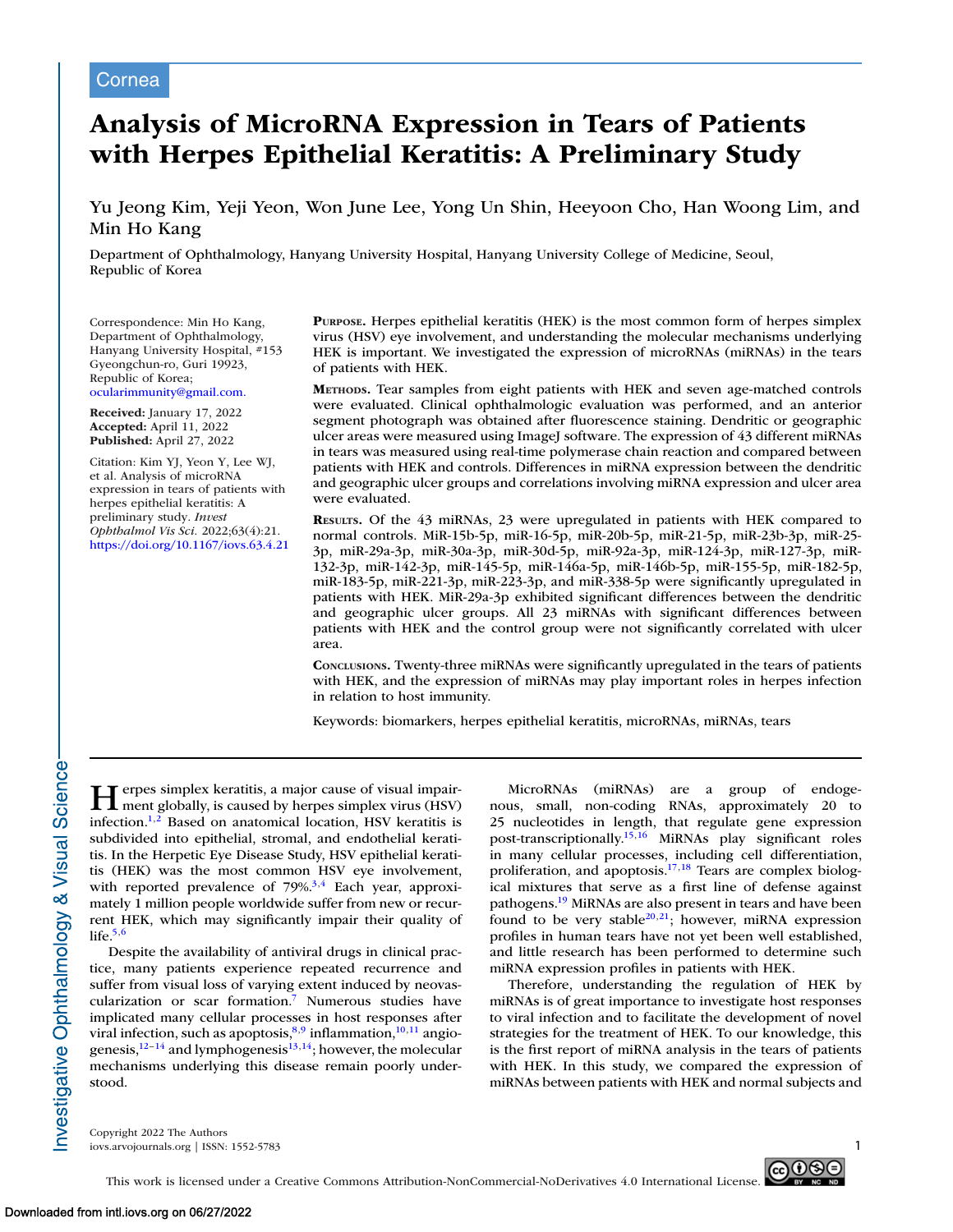Cornea

# Analysis of MicroRNA Expression in Tears of Patients with Herpes Epithelial Keratitis: A Preliminary Study

Yu Jeong Kim, Yeji Yeon, Won June Lee, Yong Un Shin, Heeyoon Cho, Han Woong Lim, and Min Ho Kang

Department of Ophthalmology, Hanyang University Hospital, Hanyang University College of Medicine, Seoul, Republic of Korea

Correspondence: Min Ho Kang, Department of Ophthalmology, Hanyang University Hospital, #153 Gyeongchun-ro, Guri 19923, Republic of Korea; ocularimmunity@gmail.com.

**Received:** January 17, 2022
**Accepted:** April 11, 2022
**Published:** April 27, 2022

Citation: Kim YJ, Yeon Y, Lee WJ, et al. Analysis of microRNA expression in tears of patients with herpes epithelial keratitis: A preliminary study. *Invest Ophthalmol Vis Sci.* 2022;63(4):21. https://doi.org/10.1167/iovs.63.4.21

**Purpose.** Herpes epithelial keratitis (HEK) is the most common form of herpes simplex virus (HSV) eye involvement, and understanding the molecular mechanisms underlying HEK is important. We investigated the expression of microRNAs (miRNAs) in the tears of patients with HEK.

**Methods.** Tear samples from eight patients with HEK and seven age-matched controls were evaluated. Clinical ophthalmologic evaluation was performed, and an anterior segment photograph was obtained after fluorescence staining. Dendritic or geographic ulcer areas were measured using ImageJ software. The expression of 43 different miRNAs in tears was measured using real-time polymerase chain reaction and compared between patients with HEK and controls. Differences in miRNA expression between the dendritic and geographic ulcer groups and correlations involving miRNA expression and ulcer area were evaluated.

**Results.** Of the 43 miRNAs, 23 were upregulated in patients with HEK compared to normal controls. MiR-15b-5p, miR-16-5p, miR-20b-5p, miR-21-5p, miR-23b-3p, miR-25-3p, miR-29a-3p, miR-30a-3p, miR-30d-5p, miR-92a-3p, miR-124-3p, miR-127-3p, miR-132-3p, miR-142-3p, miR-145-5p, miR-146a-5p, miR-146b-5p, miR-155-5p, miR-182-5p, miR-183-5p, miR-221-3p, miR-223-3p, and miR-338-5p were significantly upregulated in patients with HEK. MiR-29a-3p exhibited significant differences between the dendritic and geographic ulcer groups. All 23 miRNAs with significant differences between patients with HEK and the control group were not significantly correlated with ulcer area.

**Conclusions.** Twenty-three miRNAs were significantly upregulated in the tears of patients with HEK, and the expression of miRNAs may play important roles in herpes infection in relation to host immunity.

Keywords: biomarkers, herpes epithelial keratitis, microRNAs, miRNAs, tears

Herpes simplex keratitis, a major cause of visual impairment globally, is caused by herpes simplex virus (HSV) infection.[1,2] Based on anatomical location, HSV keratitis is subdivided into epithelial, stromal, and endothelial keratitis. In the Herpetic Eye Disease Study, HSV epithelial keratitis (HEK) was the most common HSV eye involvement, with reported prevalence of 79%.[3,4] Each year, approximately 1 million people worldwide suffer from new or recurrent HEK, which may significantly impair their quality of life.[5,6]

Despite the availability of antiviral drugs in clinical practice, many patients experience repeated recurrence and suffer from visual loss of varying extent induced by neovascularization or scar formation.[7] Numerous studies have implicated many cellular processes in host responses after viral infection, such as apoptosis,[8,9] inflammation,[10,11] angiogenesis,[12–14] and lymphogenesis[13,14]; however, the molecular mechanisms underlying this disease remain poorly understood.

MicroRNAs (miRNAs) are a group of endogenous, small, non-coding RNAs, approximately 20 to 25 nucleotides in length, that regulate gene expression post-transcriptionally.[15,16] MiRNAs play significant roles in many cellular processes, including cell differentiation, proliferation, and apoptosis.[17,18] Tears are complex biological mixtures that serve as a first line of defense against pathogens.[19] MiRNAs are also present in tears and have been found to be very stable[20,21]; however, miRNA expression profiles in human tears have not yet been well established, and little research has been performed to determine such miRNA expression profiles in patients with HEK.

Therefore, understanding the regulation of HEK by miRNAs is of great importance to investigate host responses to viral infection and to facilitate the development of novel strategies for the treatment of HEK. To our knowledge, this is the first report of miRNA analysis in the tears of patients with HEK. In this study, we compared the expression of miRNAs between patients with HEK and normal subjects and

Copyright 2022 The Authors
iovs.arvojournals.org | ISSN: 1552-5783

This work is licensed under a Creative Commons Attribution-NonCommercial-NoDerivatives 4.0 International License.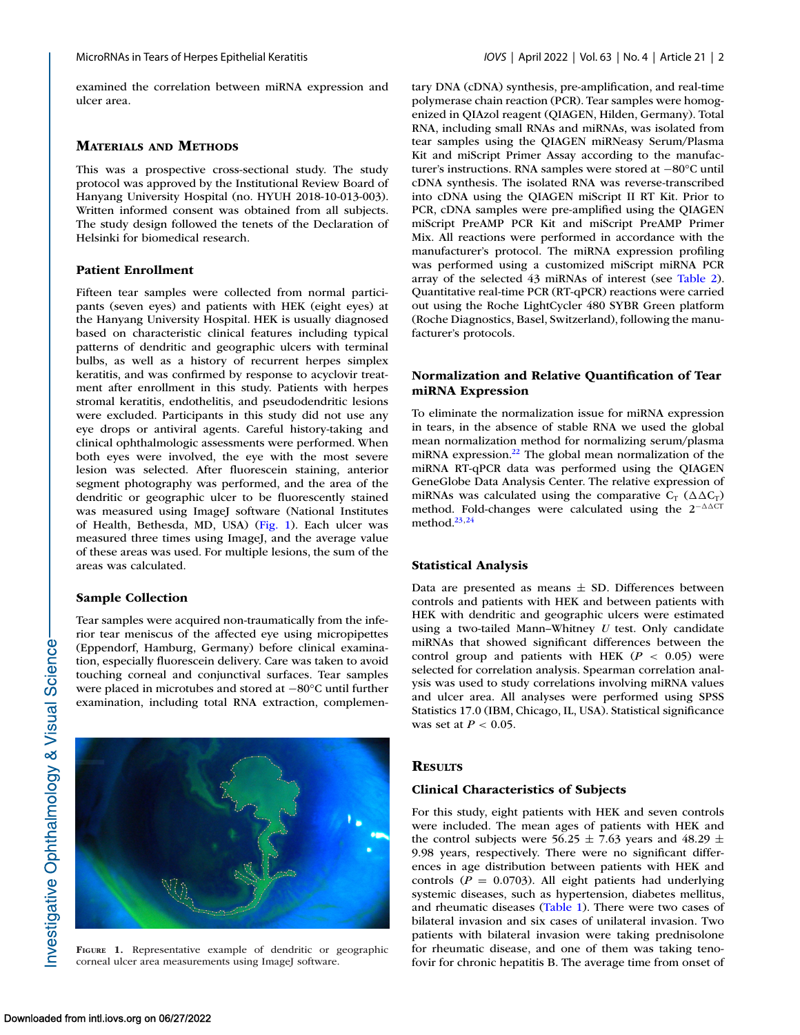examined the correlation between miRNA expression and ulcer area.

## Materials and Methods

This was a prospective cross-sectional study. The study protocol was approved by the Institutional Review Board of Hanyang University Hospital (no. HYUH 2018-10-013-003). Written informed consent was obtained from all subjects. The study design followed the tenets of the Declaration of Helsinki for biomedical research.

### Patient Enrollment

Fifteen tear samples were collected from normal participants (seven eyes) and patients with HEK (eight eyes) at the Hanyang University Hospital. HEK is usually diagnosed based on characteristic clinical features including typical patterns of dendritic and geographic ulcers with terminal bulbs, as well as a history of recurrent herpes simplex keratitis, and was confirmed by response to acyclovir treatment after enrollment in this study. Patients with herpes stromal keratitis, endothelitis, and pseudodendritic lesions were excluded. Participants in this study did not use any eye drops or antiviral agents. Careful history-taking and clinical ophthalmologic assessments were performed. When both eyes were involved, the eye with the most severe lesion was selected. After fluorescein staining, anterior segment photography was performed, and the area of the dendritic or geographic ulcer to be fluorescently stained was measured using ImageJ software (National Institutes of Health, Bethesda, MD, USA) (Fig. 1). Each ulcer was measured three times using ImageJ, and the average value of these areas was used. For multiple lesions, the sum of the areas was calculated.

### Sample Collection

Tear samples were acquired non-traumatically from the inferior tear meniscus of the affected eye using micropipettes (Eppendorf, Hamburg, Germany) before clinical examination, especially fluorescein delivery. Care was taken to avoid touching corneal and conjunctival surfaces. Tear samples were placed in microtubes and stored at −80°C until further examination, including total RNA extraction, complementary DNA (cDNA) synthesis, pre-amplification, and real-time polymerase chain reaction (PCR). Tear samples were homogenized in QIAzol reagent (QIAGEN, Hilden, Germany). Total RNA, including small RNAs and miRNAs, was isolated from tear samples using the QIAGEN miRNeasy Serum/Plasma Kit and miScript Primer Assay according to the manufacturer's instructions. RNA samples were stored at −80°C until cDNA synthesis. The isolated RNA was reverse-transcribed into cDNA using the QIAGEN miScript II RT Kit. Prior to PCR, cDNA samples were pre-amplified using the QIAGEN miScript PreAMP PCR Kit and miScript PreAMP Primer Mix. All reactions were performed in accordance with the manufacturer's protocol. The miRNA expression profiling was performed using a customized miScript miRNA PCR array of the selected 43 miRNAs of interest (see Table 2). Quantitative real-time PCR (RT-qPCR) reactions were carried out using the Roche LightCycler 480 SYBR Green platform (Roche Diagnostics, Basel, Switzerland), following the manufacturer's protocols.

FIGURE 1. Representative example of dendritic or geographic corneal ulcer area measurements using ImageJ software.

### Normalization and Relative Quantification of Tear miRNA Expression

To eliminate the normalization issue for miRNA expression in tears, in the absence of stable RNA we used the global mean normalization method for normalizing serum/plasma miRNA expression.[22] The global mean normalization of the miRNA RT-qPCR data was performed using the QIAGEN GeneGlobe Data Analysis Center. The relative expression of miRNAs was calculated using the comparative $C_T$ ($\Delta\Delta C_T$) method. Fold-changes were calculated using the $2^{-\Delta\Delta CT}$ method.[23,24]

### Statistical Analysis

Data are presented as means ± SD. Differences between controls and patients with HEK and between patients with HEK with dendritic and geographic ulcers were estimated using a two-tailed Mann–Whitney *U* test. Only candidate miRNAs that showed significant differences between the control group and patients with HEK ($P < 0.05$) were selected for correlation analysis. Spearman correlation analysis was used to study correlations involving miRNA values and ulcer area. All analyses were performed using SPSS Statistics 17.0 (IBM, Chicago, IL, USA). Statistical significance was set at $P < 0.05$.

## Results

### Clinical Characteristics of Subjects

For this study, eight patients with HEK and seven controls were included. The mean ages of patients with HEK and the control subjects were 56.25 ± 7.63 years and 48.29 ± 9.98 years, respectively. There were no significant differences in age distribution between patients with HEK and controls ($P = 0.0703$). All eight patients had underlying systemic diseases, such as hypertension, diabetes mellitus, and rheumatic diseases (Table 1). There were two cases of bilateral invasion and six cases of unilateral invasion. Two patients with bilateral invasion were taking prednisolone for rheumatic disease, and one of them was taking tenofovir for chronic hepatitis B. The average time from onset of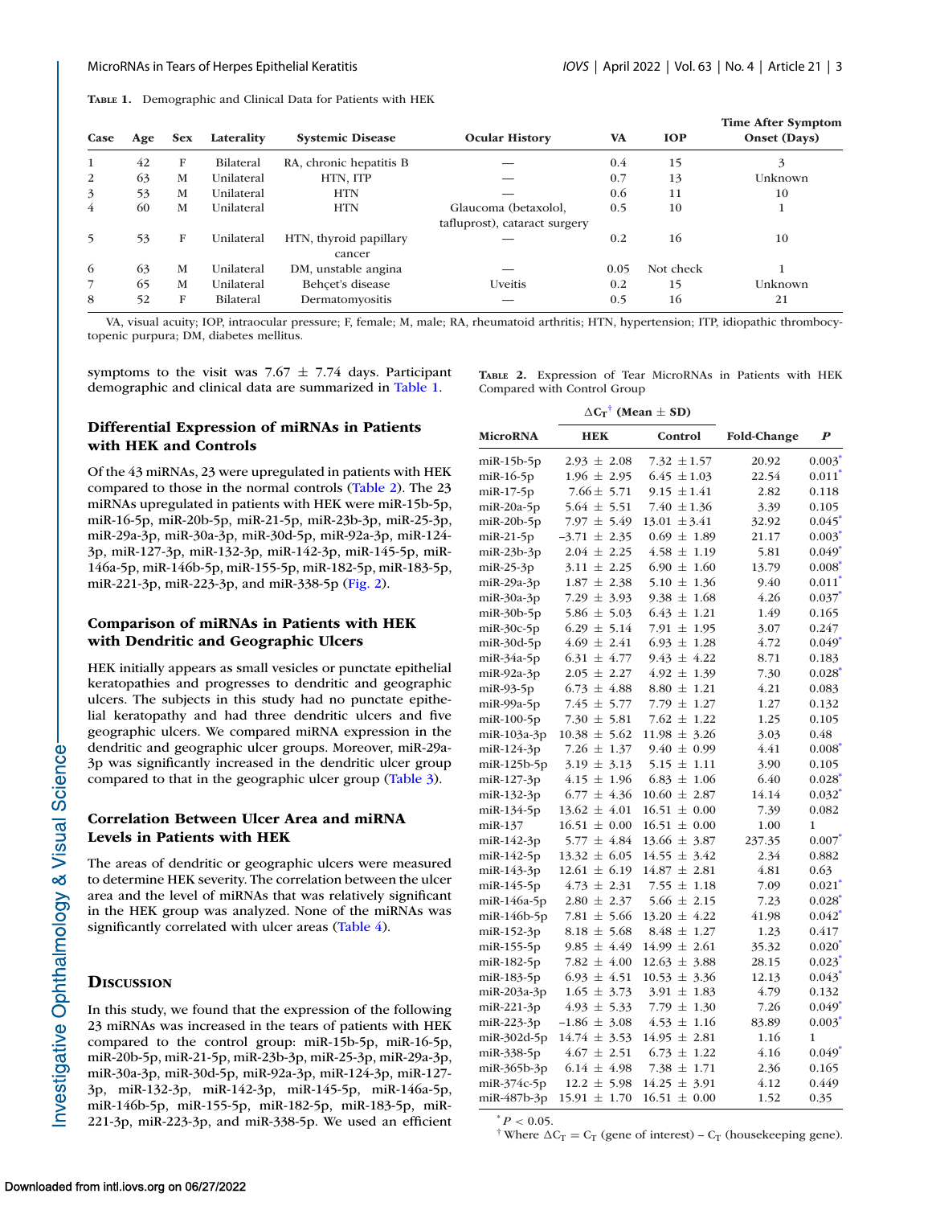**Table 1.** Demographic and Clinical Data for Patients with HEK

| Case | Age | Sex | Laterality | Systemic Disease | Ocular History | VA | IOP | Time After Symptom Onset (Days) |
|---|---|---|---|---|---|---|---|---|
| 1 | 42 | F | Bilateral | RA, chronic hepatitis B | — | 0.4 | 15 | 3 |
| 2 | 63 | M | Unilateral | HTN, ITP | — | 0.7 | 13 | Unknown |
| 3 | 53 | M | Unilateral | HTN | — | 0.6 | 11 | 10 |
| 4 | 60 | M | Unilateral | HTN | Glaucoma (betaxolol, tafluprost), cataract surgery | 0.5 | 10 | 1 |
| 5 | 53 | F | Unilateral | HTN, thyroid papillary cancer | — | 0.2 | 16 | 10 |
| 6 | 63 | M | Unilateral | DM, unstable angina | — | 0.05 | Not check | 1 |
| 7 | 65 | M | Unilateral | Behçet's disease | Uveitis | 0.2 | 15 | Unknown |
| 8 | 52 | F | Bilateral | Dermatomyositis | — | 0.5 | 16 | 21 |

VA, visual acuity; IOP, intraocular pressure; F, female; M, male; RA, rheumatoid arthritis; HTN, hypertension; ITP, idiopathic thrombocytopenic purpura; DM, diabetes mellitus.

symptoms to the visit was 7.67 ± 7.74 days. Participant demographic and clinical data are summarized in Table 1.

## Differential Expression of miRNAs in Patients with HEK and Controls

Of the 43 miRNAs, 23 were upregulated in patients with HEK compared to those in the normal controls (Table 2). The 23 miRNAs upregulated in patients with HEK were miR-15b-5p, miR-16-5p, miR-20b-5p, miR-21-5p, miR-23b-3p, miR-25-3p, miR-29a-3p, miR-30a-3p, miR-30d-5p, miR-92a-3p, miR-124-3p, miR-127-3p, miR-132-3p, miR-142-3p, miR-145-5p, miR-146a-5p, miR-146b-5p, miR-155-5p, miR-182-5p, miR-183-5p, miR-221-3p, miR-223-3p, and miR-338-5p (Fig. 2).

## Comparison of miRNAs in Patients with HEK with Dendritic and Geographic Ulcers

HEK initially appears as small vesicles or punctate epithelial keratopathies and progresses to dendritic and geographic ulcers. The subjects in this study had no punctate epithelial keratopathy and had three dendritic ulcers and five geographic ulcers. We compared miRNA expression in the dendritic and geographic ulcer groups. Moreover, miR-29a-3p was significantly increased in the dendritic ulcer group compared to that in the geographic ulcer group (Table 3).

## Correlation Between Ulcer Area and miRNA Levels in Patients with HEK

The areas of dendritic or geographic ulcers were measured to determine HEK severity. The correlation between the ulcer area and the level of miRNAs that was relatively significant in the HEK group was analyzed. None of the miRNAs was significantly correlated with ulcer areas (Table 4).

**Table 2.** Expression of Tear MicroRNAs in Patients with HEK Compared with Control Group

| MicroRNA | $\Delta C_T$[†] (Mean ± SD) HEK | Control | Fold-Change | *P* |
|---|---|---|---|---|
| miR-15b-5p | 2.93 ± 2.08 | 7.32 ± 1.57 | 20.92 | 0.003* |
| miR-16-5p | 1.96 ± 2.95 | 6.45 ± 1.03 | 22.54 | 0.011* |
| miR-17-5p | 7.66 ± 5.71 | 9.15 ± 1.41 | 2.82 | 0.118 |
| miR-20a-5p | 5.64 ± 5.51 | 7.40 ± 1.36 | 3.39 | 0.105 |
| miR-20b-5p | 7.97 ± 5.49 | 13.01 ± 3.41 | 32.92 | 0.045* |
| miR-21-5p | −3.71 ± 2.35 | 0.69 ± 1.89 | 21.17 | 0.003* |
| miR-23b-3p | 2.04 ± 2.25 | 4.58 ± 1.19 | 5.81 | 0.049* |
| miR-25-3p | 3.11 ± 2.25 | 6.90 ± 1.60 | 13.79 | 0.008* |
| miR-29a-3p | 1.87 ± 2.38 | 5.10 ± 1.36 | 9.40 | 0.011* |
| miR-30a-3p | 7.29 ± 3.93 | 9.38 ± 1.68 | 4.26 | 0.037* |
| miR-30b-5p | 5.86 ± 5.03 | 6.43 ± 1.21 | 1.49 | 0.165 |
| miR-30c-5p | 6.29 ± 5.14 | 7.91 ± 1.95 | 3.07 | 0.247 |
| miR-30d-5p | 4.69 ± 2.41 | 6.93 ± 1.28 | 4.72 | 0.049* |
| miR-34a-5p | 6.31 ± 4.77 | 9.43 ± 4.22 | 8.71 | 0.183 |
| miR-92a-3p | 2.05 ± 2.27 | 4.92 ± 1.39 | 7.30 | 0.028* |
| miR-93-5p | 6.73 ± 4.88 | 8.80 ± 1.21 | 4.21 | 0.083 |
| miR-99a-5p | 7.45 ± 5.77 | 7.79 ± 1.27 | 1.27 | 0.132 |
| miR-100-5p | 7.30 ± 5.81 | 7.62 ± 1.22 | 1.25 | 0.105 |
| miR-103a-3p | 10.38 ± 5.62 | 11.98 ± 3.26 | 3.03 | 0.48 |
| miR-124-3p | 7.26 ± 1.37 | 9.40 ± 0.99 | 4.41 | 0.008* |
| miR-125b-5p | 3.19 ± 3.13 | 5.15 ± 1.11 | 3.90 | 0.105 |
| miR-127-3p | 4.15 ± 1.96 | 6.83 ± 1.06 | 6.40 | 0.028* |
| miR-132-3p | 6.77 ± 4.36 | 10.60 ± 2.87 | 14.14 | 0.032* |
| miR-134-5p | 13.62 ± 4.01 | 16.51 ± 0.00 | 7.39 | 0.082 |
| miR-137 | 16.51 ± 0.00 | 16.51 ± 0.00 | 1.00 | 1 |
| miR-142-3p | 5.77 ± 4.84 | 13.66 ± 3.87 | 237.35 | 0.007* |
| miR-142-5p | 13.32 ± 6.05 | 14.55 ± 3.42 | 2.34 | 0.882 |
| miR-143-3p | 12.61 ± 6.19 | 14.87 ± 2.81 | 4.81 | 0.63 |
| miR-145-5p | 4.73 ± 2.31 | 7.55 ± 1.18 | 7.09 | 0.021* |
| miR-146a-5p | 2.80 ± 2.37 | 5.66 ± 2.15 | 7.23 | 0.028* |
| miR-146b-5p | 7.81 ± 5.66 | 13.20 ± 4.22 | 41.98 | 0.042* |
| miR-152-3p | 8.18 ± 5.68 | 8.48 ± 1.27 | 1.23 | 0.417 |
| miR-155-5p | 9.85 ± 4.49 | 14.99 ± 2.61 | 35.32 | 0.020* |
| miR-182-5p | 7.82 ± 4.00 | 12.63 ± 3.88 | 28.15 | 0.023* |
| miR-183-5p | 6.93 ± 4.51 | 10.53 ± 3.36 | 12.13 | 0.043* |
| miR-203a-3p | 1.65 ± 3.73 | 3.91 ± 1.83 | 4.79 | 0.132 |
| miR-221-3p | 4.93 ± 5.33 | 7.79 ± 1.30 | 7.26 | 0.049* |
| miR-223-3p | −1.86 ± 3.08 | 4.53 ± 1.16 | 83.89 | 0.003* |
| miR-302d-5p | 14.74 ± 3.53 | 14.95 ± 2.81 | 1.16 | 1 |
| miR-338-5p | 4.67 ± 2.51 | 6.73 ± 1.22 | 4.16 | 0.049* |
| miR-365b-3p | 6.14 ± 4.98 | 7.38 ± 1.71 | 2.36 | 0.165 |
| miR-374c-5p | 12.2 ± 5.98 | 14.25 ± 3.91 | 4.12 | 0.449 |
| miR-487b-3p | 15.91 ± 1.70 | 16.51 ± 0.00 | 1.52 | 0.35 |

* $P < 0.05$.

† Where $\Delta C_T = C_T$ (gene of interest) – $C_T$ (housekeeping gene).

## Discussion

In this study, we found that the expression of the following 23 miRNAs was increased in the tears of patients with HEK compared to the control group: miR-15b-5p, miR-16-5p, miR-20b-5p, miR-21-5p, miR-23b-3p, miR-25-3p, miR-29a-3p, miR-30a-3p, miR-30d-5p, miR-92a-3p, miR-124-3p, miR-127-3p, miR-132-3p, miR-142-3p, miR-145-5p, miR-146a-5p, miR-146b-5p, miR-155-5p, miR-182-5p, miR-183-5p, miR-221-3p, miR-223-3p, and miR-338-5p. We used an efficient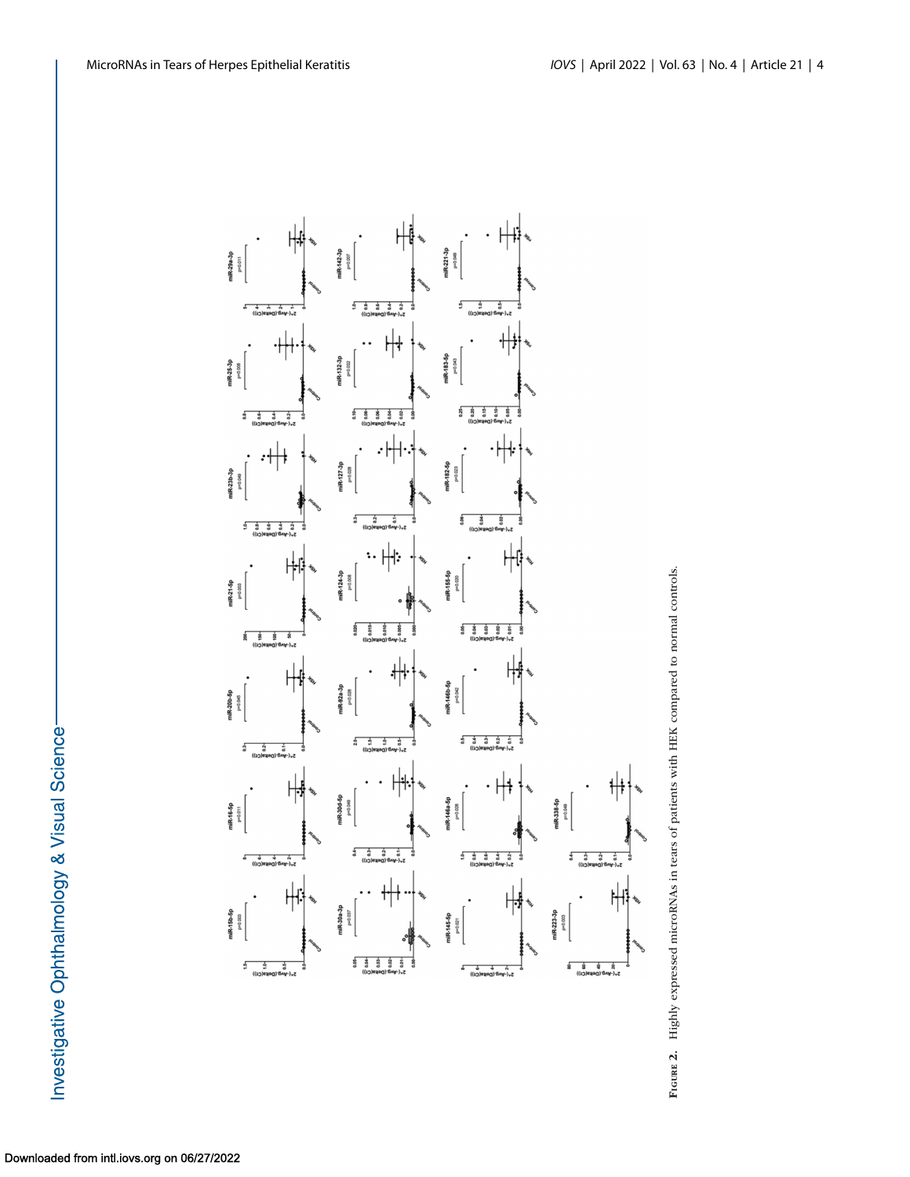FIGURE 2. Highly expressed microRNAs in tears of patients with HEK compared to normal controls.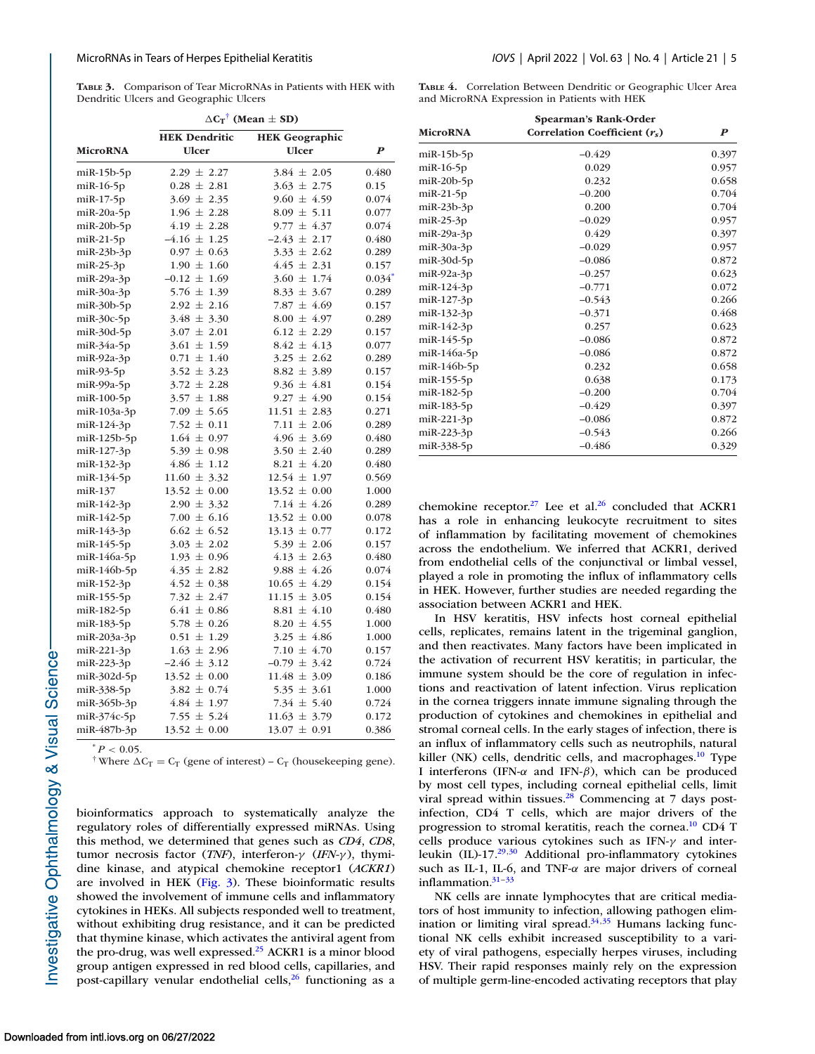**TABLE 3.** Comparison of Tear MicroRNAs in Patients with HEK with Dendritic Ulcers and Geographic Ulcers

| MicroRNA | $\Delta C_T$[†] (Mean ± SD) HEK Dendritic Ulcer | HEK Geographic Ulcer | *P* |
|---|---|---|---|
| miR-15b-5p | 2.29 ± 2.27 | 3.84 ± 2.05 | 0.480 |
| miR-16-5p | 0.28 ± 2.81 | 3.63 ± 2.75 | 0.15 |
| miR-17-5p | 3.69 ± 2.35 | 9.60 ± 4.59 | 0.074 |
| miR-20a-5p | 1.96 ± 2.28 | 8.09 ± 5.11 | 0.077 |
| miR-20b-5p | 4.19 ± 2.28 | 9.77 ± 4.37 | 0.074 |
| miR-21-5p | –4.16 ± 1.25 | –2.43 ± 2.17 | 0.480 |
| miR-23b-3p | 0.97 ± 0.63 | 3.33 ± 2.62 | 0.289 |
| miR-25-3p | 1.90 ± 1.60 | 4.45 ± 2.31 | 0.157 |
| miR-29a-3p | –0.12 ± 1.69 | 3.60 ± 1.74 | 0.034[*] |
| miR-30a-3p | 5.76 ± 1.39 | 8.33 ± 3.67 | 0.289 |
| miR-30b-5p | 2.92 ± 2.16 | 7.87 ± 4.69 | 0.157 |
| miR-30c-5p | 3.48 ± 3.30 | 8.00 ± 4.97 | 0.289 |
| miR-30d-5p | 3.07 ± 2.01 | 6.12 ± 2.29 | 0.157 |
| miR-34a-5p | 3.61 ± 1.59 | 8.42 ± 4.13 | 0.077 |
| miR-92a-3p | 0.71 ± 1.40 | 3.25 ± 2.62 | 0.289 |
| miR-93-5p | 3.52 ± 3.23 | 8.82 ± 3.89 | 0.157 |
| miR-99a-5p | 3.72 ± 2.28 | 9.36 ± 4.81 | 0.154 |
| miR-100-5p | 3.57 ± 1.88 | 9.27 ± 4.90 | 0.154 |
| miR-103a-3p | 7.09 ± 5.65 | 11.51 ± 2.83 | 0.271 |
| miR-124-3p | 7.52 ± 0.11 | 7.11 ± 2.06 | 0.289 |
| miR-125b-5p | 1.64 ± 0.97 | 4.96 ± 3.69 | 0.480 |
| miR-127-3p | 5.39 ± 0.98 | 3.50 ± 2.40 | 0.289 |
| miR-132-3p | 4.86 ± 1.12 | 8.21 ± 4.20 | 0.480 |
| miR-134-5p | 11.60 ± 3.32 | 12.54 ± 1.97 | 0.569 |
| miR-137 | 13.52 ± 0.00 | 13.52 ± 0.00 | 1.000 |
| miR-142-3p | 2.90 ± 3.32 | 7.14 ± 4.26 | 0.289 |
| miR-142-5p | 7.00 ± 6.16 | 13.52 ± 0.00 | 0.078 |
| miR-143-3p | 6.62 ± 6.52 | 13.13 ± 0.77 | 0.172 |
| miR-145-5p | 3.03 ± 2.02 | 5.39 ± 2.06 | 0.157 |
| miR-146a-5p | 1.93 ± 0.96 | 4.13 ± 2.63 | 0.480 |
| miR-146b-5p | 4.35 ± 2.82 | 9.88 ± 4.26 | 0.074 |
| miR-152-3p | 4.52 ± 0.38 | 10.65 ± 4.29 | 0.154 |
| miR-155-5p | 7.32 ± 2.47 | 11.15 ± 3.05 | 0.154 |
| miR-182-5p | 6.41 ± 0.86 | 8.81 ± 4.10 | 0.480 |
| miR-183-5p | 5.78 ± 0.26 | 8.20 ± 4.55 | 1.000 |
| miR-203a-3p | 0.51 ± 1.29 | 3.25 ± 4.86 | 1.000 |
| miR-221-3p | 1.63 ± 2.96 | 7.10 ± 4.70 | 0.157 |
| miR-223-3p | –2.46 ± 3.12 | –0.79 ± 3.42 | 0.724 |
| miR-302d-5p | 13.52 ± 0.00 | 11.48 ± 3.09 | 0.186 |
| miR-338-5p | 3.82 ± 0.74 | 5.35 ± 3.61 | 1.000 |
| miR-365b-3p | 4.84 ± 1.97 | 7.34 ± 5.40 | 0.724 |
| miR-374c-5p | 7.55 ± 5.24 | 11.63 ± 3.79 | 0.172 |
| miR-487b-3p | 13.52 ± 0.00 | 13.07 ± 0.91 | 0.386 |

[*] $P < 0.05$.

[†] Where $\Delta C_T = C_T$ (gene of interest) – $C_T$ (housekeeping gene).

**TABLE 4.** Correlation Between Dendritic or Geographic Ulcer Area and MicroRNA Expression in Patients with HEK

| MicroRNA | Spearman's Rank-Order Correlation Coefficient ($r_s$) | *P* |
|---|---|---|
| miR-15b-5p | –0.429 | 0.397 |
| miR-16-5p | 0.029 | 0.957 |
| miR-20b-5p | 0.232 | 0.658 |
| miR-21-5p | –0.200 | 0.704 |
| miR-23b-3p | 0.200 | 0.704 |
| miR-25-3p | –0.029 | 0.957 |
| miR-29a-3p | 0.429 | 0.397 |
| miR-30a-3p | –0.029 | 0.957 |
| miR-30d-5p | –0.086 | 0.872 |
| miR-92a-3p | –0.257 | 0.623 |
| miR-124-3p | –0.771 | 0.072 |
| miR-127-3p | –0.543 | 0.266 |
| miR-132-3p | –0.371 | 0.468 |
| miR-142-3p | 0.257 | 0.623 |
| miR-145-5p | –0.086 | 0.872 |
| miR-146a-5p | –0.086 | 0.872 |
| miR-146b-5p | 0.232 | 0.658 |
| miR-155-5p | 0.638 | 0.173 |
| miR-182-5p | –0.200 | 0.704 |
| miR-183-5p | –0.429 | 0.397 |
| miR-221-3p | –0.086 | 0.872 |
| miR-223-3p | –0.543 | 0.266 |
| miR-338-5p | –0.486 | 0.329 |

bioinformatics approach to systematically analyze the regulatory roles of differentially expressed miRNAs. Using this method, we determined that genes such as *CD4*, *CD8*, tumor necrosis factor (*TNF*), interferon-$\gamma$ (*IFN-$\gamma$*), thymidine kinase, and atypical chemokine receptor1 (*ACKR1*) are involved in HEK (Fig. 3). These bioinformatic results showed the involvement of immune cells and inflammatory cytokines in HEKs. All subjects responded well to treatment, without exhibiting drug resistance, and it can be predicted that thymine kinase, which activates the antiviral agent from the pro-drug, was well expressed.[25] ACKR1 is a minor blood group antigen expressed in red blood cells, capillaries, and post-capillary venular endothelial cells,[26] functioning as a chemokine receptor.[27] Lee et al.[26] concluded that ACKR1 has a role in enhancing leukocyte recruitment to sites of inflammation by facilitating movement of chemokines across the endothelium. We inferred that ACKR1, derived from endothelial cells of the conjunctival or limbal vessel, played a role in promoting the influx of inflammatory cells in HEK. However, further studies are needed regarding the association between ACKR1 and HEK.

In HSV keratitis, HSV infects host corneal epithelial cells, replicates, remains latent in the trigeminal ganglion, and then reactivates. Many factors have been implicated in the activation of recurrent HSV keratitis; in particular, the immune system should be the core of regulation in infections and reactivation of latent infection. Virus replication in the cornea triggers innate immune signaling through the production of cytokines and chemokines in epithelial and stromal corneal cells. In the early stages of infection, there is an influx of inflammatory cells such as neutrophils, natural killer (NK) cells, dendritic cells, and macrophages.[10] Type I interferons (IFN-$\alpha$ and IFN-$\beta$), which can be produced by most cell types, including corneal epithelial cells, limit viral spread within tissues.[28] Commencing at 7 days post-infection, CD4 T cells, which are major drivers of the progression to stromal keratitis, reach the cornea.[10] CD4 T cells produce various cytokines such as IFN-$\gamma$ and interleukin (IL)-17.[29,30] Additional pro-inflammatory cytokines such as IL-1, IL-6, and TNF-$\alpha$ are major drivers of corneal inflammation.[31–33]

NK cells are innate lymphocytes that are critical mediators of host immunity to infection, allowing pathogen elimination or limiting viral spread.[34,35] Humans lacking functional NK cells exhibit increased susceptibility to a variety of viral pathogens, especially herpes viruses, including HSV. Their rapid responses mainly rely on the expression of multiple germ-line-encoded activating receptors that play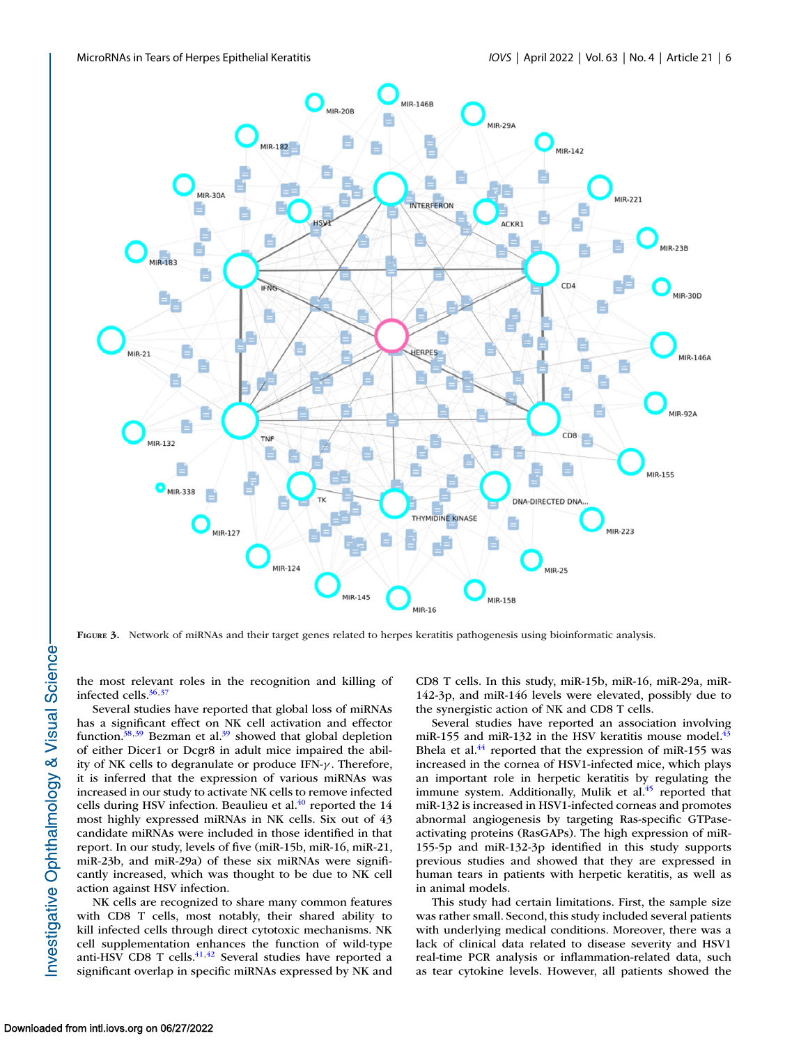FIGURE 3. Network of miRNAs and their target genes related to herpes keratitis pathogenesis using bioinformatic analysis.

the most relevant roles in the recognition and killing of infected cells.[36,37]

Several studies have reported that global loss of miRNAs has a significant effect on NK cell activation and effector function.[38,39] Bezman et al.[39] showed that global depletion of either Dicer1 or Dcgr8 in adult mice impaired the ability of NK cells to degranulate or produce IFN-$\gamma$. Therefore, it is inferred that the expression of various miRNAs was increased in our study to activate NK cells to remove infected cells during HSV infection. Beaulieu et al.[40] reported the 14 most highly expressed miRNAs in NK cells. Six out of 43 candidate miRNAs were included in those identified in that report. In our study, levels of five (miR-15b, miR-16, miR-21, miR-23b, and miR-29a) of these six miRNAs were significantly increased, which was thought to be due to NK cell action against HSV infection.

NK cells are recognized to share many common features with CD8 T cells, most notably, their shared ability to kill infected cells through direct cytotoxic mechanisms. NK cell supplementation enhances the function of wild-type anti-HSV CD8 T cells.[41,42] Several studies have reported a significant overlap in specific miRNAs expressed by NK and CD8 T cells. In this study, miR-15b, miR-16, miR-29a, miR-142-3p, and miR-146 levels were elevated, possibly due to the synergistic action of NK and CD8 T cells.

Several studies have reported an association involving miR-155 and miR-132 in the HSV keratitis mouse model.[43] Bhela et al.[44] reported that the expression of miR-155 was increased in the cornea of HSV1-infected mice, which plays an important role in herpetic keratitis by regulating the immune system. Additionally, Mulik et al.[45] reported that miR-132 is increased in HSV1-infected corneas and promotes abnormal angiogenesis by targeting Ras-specific GTPase-activating proteins (RasGAPs). The high expression of miR-155-5p and miR-132-3p identified in this study supports previous studies and showed that they are expressed in human tears in patients with herpetic keratitis, as well as in animal models.

This study had certain limitations. First, the sample size was rather small. Second, this study included several patients with underlying medical conditions. Moreover, there was a lack of clinical data related to disease severity and HSV1 real-time PCR analysis or inflammation-related data, such as tear cytokine levels. However, all patients showed the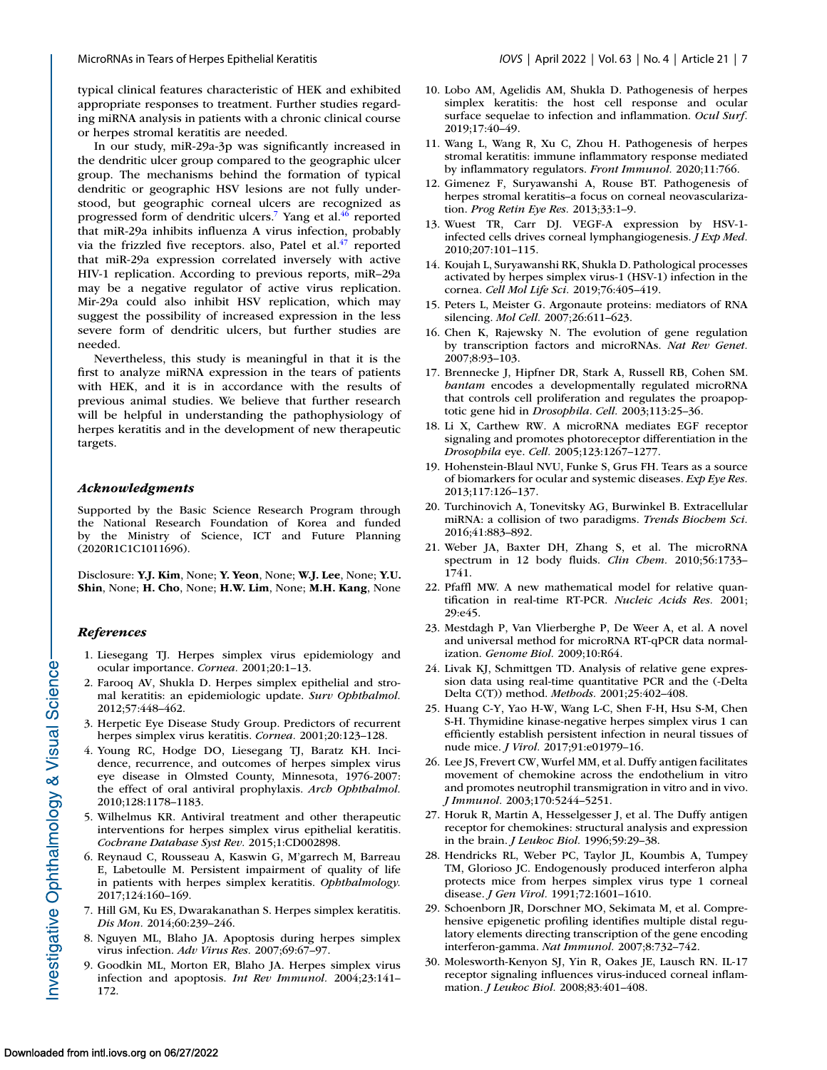typical clinical features characteristic of HEK and exhibited appropriate responses to treatment. Further studies regarding miRNA analysis in patients with a chronic clinical course or herpes stromal keratitis are needed.

In our study, miR-29a-3p was significantly increased in the dendritic ulcer group compared to the geographic ulcer group. The mechanisms behind the formation of typical dendritic or geographic HSV lesions are not fully understood, but geographic corneal ulcers are recognized as progressed form of dendritic ulcers.[7] Yang et al.[46] reported that miR-29a inhibits influenza A virus infection, probably via the frizzled five receptors. also, Patel et al.[47] reported that miR-29a expression correlated inversely with active HIV-1 replication. According to previous reports, miR–29a may be a negative regulator of active virus replication. Mir-29a could also inhibit HSV replication, which may suggest the possibility of increased expression in the less severe form of dendritic ulcers, but further studies are needed.

Nevertheless, this study is meaningful in that it is the first to analyze miRNA expression in the tears of patients with HEK, and it is in accordance with the results of previous animal studies. We believe that further research will be helpful in understanding the pathophysiology of herpes keratitis and in the development of new therapeutic targets.

### *Acknowledgments*

Supported by the Basic Science Research Program through the National Research Foundation of Korea and funded by the Ministry of Science, ICT and Future Planning (2020R1C1C1011696).

Disclosure: **Y.J. Kim**, None; **Y. Yeon**, None; **W.J. Lee**, None; **Y.U. Shin**, None; **H. Cho**, None; **H.W. Lim**, None; **M.H. Kang**, None

### *References*

1. Liesegang TJ. Herpes simplex virus epidemiology and ocular importance. *Cornea.* 2001;20:1–13.
2. Farooq AV, Shukla D. Herpes simplex epithelial and stromal keratitis: an epidemiologic update. *Surv Ophthalmol.* 2012;57:448–462.
3. Herpetic Eye Disease Study Group. Predictors of recurrent herpes simplex virus keratitis. *Cornea.* 2001;20:123–128.
4. Young RC, Hodge DO, Liesegang TJ, Baratz KH. Incidence, recurrence, and outcomes of herpes simplex virus eye disease in Olmsted County, Minnesota, 1976-2007: the effect of oral antiviral prophylaxis. *Arch Ophthalmol.* 2010;128:1178–1183.
5. Wilhelmus KR. Antiviral treatment and other therapeutic interventions for herpes simplex virus epithelial keratitis. *Cochrane Database Syst Rev.* 2015;1:CD002898.
6. Reynaud C, Rousseau A, Kaswin G, M'garrech M, Barreau E, Labetoulle M. Persistent impairment of quality of life in patients with herpes simplex keratitis. *Ophthalmology.* 2017;124:160–169.
7. Hill GM, Ku ES, Dwarakanathan S. Herpes simplex keratitis. *Dis Mon.* 2014;60:239–246.
8. Nguyen ML, Blaho JA. Apoptosis during herpes simplex virus infection. *Adv Virus Res.* 2007;69:67–97.
9. Goodkin ML, Morton ER, Blaho JA. Herpes simplex virus infection and apoptosis. *Int Rev Immunol.* 2004;23:141–172.
10. Lobo AM, Agelidis AM, Shukla D. Pathogenesis of herpes simplex keratitis: the host cell response and ocular surface sequelae to infection and inflammation. *Ocul Surf.* 2019;17:40–49.
11. Wang L, Wang R, Xu C, Zhou H. Pathogenesis of herpes stromal keratitis: immune inflammatory response mediated by inflammatory regulators. *Front Immunol.* 2020;11:766.
12. Gimenez F, Suryawanshi A, Rouse BT. Pathogenesis of herpes stromal keratitis–a focus on corneal neovascularization. *Prog Retin Eye Res.* 2013;33:1–9.
13. Wuest TR, Carr DJ. VEGF-A expression by HSV-1-infected cells drives corneal lymphangiogenesis. *J Exp Med.* 2010;207:101–115.
14. Koujah L, Suryawanshi RK, Shukla D. Pathological processes activated by herpes simplex virus-1 (HSV-1) infection in the cornea. *Cell Mol Life Sci.* 2019;76:405–419.
15. Peters L, Meister G. Argonaute proteins: mediators of RNA silencing. *Mol Cell.* 2007;26:611–623.
16. Chen K, Rajewsky N. The evolution of gene regulation by transcription factors and microRNAs. *Nat Rev Genet.* 2007;8:93–103.
17. Brennecke J, Hipfner DR, Stark A, Russell RB, Cohen SM. *bantam* encodes a developmentally regulated microRNA that controls cell proliferation and regulates the proapoptotic gene hid in *Drosophila*. *Cell.* 2003;113:25–36.
18. Li X, Carthew RW. A microRNA mediates EGF receptor signaling and promotes photoreceptor differentiation in the *Drosophila* eye. *Cell.* 2005;123:1267–1277.
19. Hohenstein-Blaul NVU, Funke S, Grus FH. Tears as a source of biomarkers for ocular and systemic diseases. *Exp Eye Res.* 2013;117:126–137.
20. Turchinovich A, Tonevitsky AG, Burwinkel B. Extracellular miRNA: a collision of two paradigms. *Trends Biochem Sci.* 2016;41:883–892.
21. Weber JA, Baxter DH, Zhang S, et al. The microRNA spectrum in 12 body fluids. *Clin Chem.* 2010;56:1733–1741.
22. Pfaffl MW. A new mathematical model for relative quantification in real-time RT-PCR. *Nucleic Acids Res.* 2001; 29:e45.
23. Mestdagh P, Van Vlierberghe P, De Weer A, et al. A novel and universal method for microRNA RT-qPCR data normalization. *Genome Biol.* 2009;10:R64.
24. Livak KJ, Schmittgen TD. Analysis of relative gene expression data using real-time quantitative PCR and the (-Delta Delta C(T)) method. *Methods.* 2001;25:402–408.
25. Huang C-Y, Yao H-W, Wang L-C, Shen F-H, Hsu S-M, Chen S-H. Thymidine kinase-negative herpes simplex virus 1 can efficiently establish persistent infection in neural tissues of nude mice. *J Virol.* 2017;91:e01979–16.
26. Lee JS, Frevert CW, Wurfel MM, et al. Duffy antigen facilitates movement of chemokine across the endothelium in vitro and promotes neutrophil transmigration in vitro and in vivo. *J Immunol.* 2003;170:5244–5251.
27. Horuk R, Martin A, Hesselgesser J, et al. The Duffy antigen receptor for chemokines: structural analysis and expression in the brain. *J Leukoc Biol.* 1996;59:29–38.
28. Hendricks RL, Weber PC, Taylor JL, Koumbis A, Tumpey TM, Glorioso JC. Endogenously produced interferon alpha protects mice from herpes simplex virus type 1 corneal disease. *J Gen Virol.* 1991;72:1601–1610.
29. Schoenborn JR, Dorschner MO, Sekimata M, et al. Comprehensive epigenetic profiling identifies multiple distal regulatory elements directing transcription of the gene encoding interferon-gamma. *Nat Immunol.* 2007;8:732–742.
30. Molesworth-Kenyon SJ, Yin R, Oakes JE, Lausch RN. IL-17 receptor signaling influences virus-induced corneal inflammation. *J Leukoc Biol.* 2008;83:401–408.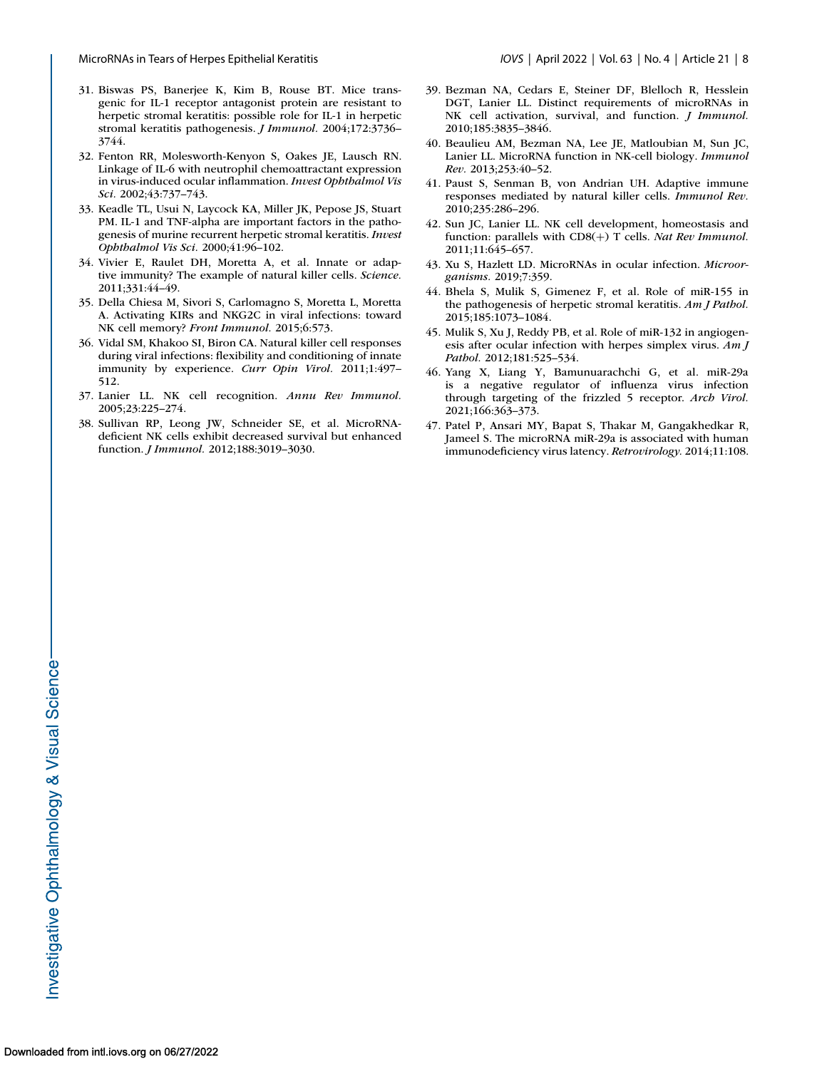31. Biswas PS, Banerjee K, Kim B, Rouse BT. Mice transgenic for IL-1 receptor antagonist protein are resistant to herpetic stromal keratitis: possible role for IL-1 in herpetic stromal keratitis pathogenesis. *J Immunol.* 2004;172:3736–3744.
32. Fenton RR, Molesworth-Kenyon S, Oakes JE, Lausch RN. Linkage of IL-6 with neutrophil chemoattractant expression in virus-induced ocular inflammation. *Invest Ophthalmol Vis Sci.* 2002;43:737–743.
33. Keadle TL, Usui N, Laycock KA, Miller JK, Pepose JS, Stuart PM. IL-1 and TNF-alpha are important factors in the pathogenesis of murine recurrent herpetic stromal keratitis. *Invest Ophthalmol Vis Sci.* 2000;41:96–102.
34. Vivier E, Raulet DH, Moretta A, et al. Innate or adaptive immunity? The example of natural killer cells. *Science.* 2011;331:44–49.
35. Della Chiesa M, Sivori S, Carlomagno S, Moretta L, Moretta A. Activating KIRs and NKG2C in viral infections: toward NK cell memory? *Front Immunol.* 2015;6:573.
36. Vidal SM, Khakoo SI, Biron CA. Natural killer cell responses during viral infections: flexibility and conditioning of innate immunity by experience. *Curr Opin Virol.* 2011;1:497–512.
37. Lanier LL. NK cell recognition. *Annu Rev Immunol.* 2005;23:225–274.
38. Sullivan RP, Leong JW, Schneider SE, et al. MicroRNA-deficient NK cells exhibit decreased survival but enhanced function. *J Immunol.* 2012;188:3019–3030.
39. Bezman NA, Cedars E, Steiner DF, Blelloch R, Hesslein DGT, Lanier LL. Distinct requirements of microRNAs in NK cell activation, survival, and function. *J Immunol.* 2010;185:3835–3846.
40. Beaulieu AM, Bezman NA, Lee JE, Matloubian M, Sun JC, Lanier LL. MicroRNA function in NK-cell biology. *Immunol Rev.* 2013;253:40–52.
41. Paust S, Senman B, von Andrian UH. Adaptive immune responses mediated by natural killer cells. *Immunol Rev.* 2010;235:286–296.
42. Sun JC, Lanier LL. NK cell development, homeostasis and function: parallels with CD8(+) T cells. *Nat Rev Immunol.* 2011;11:645–657.
43. Xu S, Hazlett LD. MicroRNAs in ocular infection. *Microorganisms.* 2019;7:359.
44. Bhela S, Mulik S, Gimenez F, et al. Role of miR-155 in the pathogenesis of herpetic stromal keratitis. *Am J Pathol.* 2015;185:1073–1084.
45. Mulik S, Xu J, Reddy PB, et al. Role of miR-132 in angiogenesis after ocular infection with herpes simplex virus. *Am J Pathol.* 2012;181:525–534.
46. Yang X, Liang Y, Bamunuarachchi G, et al. miR-29a is a negative regulator of influenza virus infection through targeting of the frizzled 5 receptor. *Arch Virol.* 2021;166:363–373.
47. Patel P, Ansari MY, Bapat S, Thakar M, Gangakhedkar R, Jameel S. The microRNA miR-29a is associated with human immunodeficiency virus latency. *Retrovirology.* 2014;11:108.